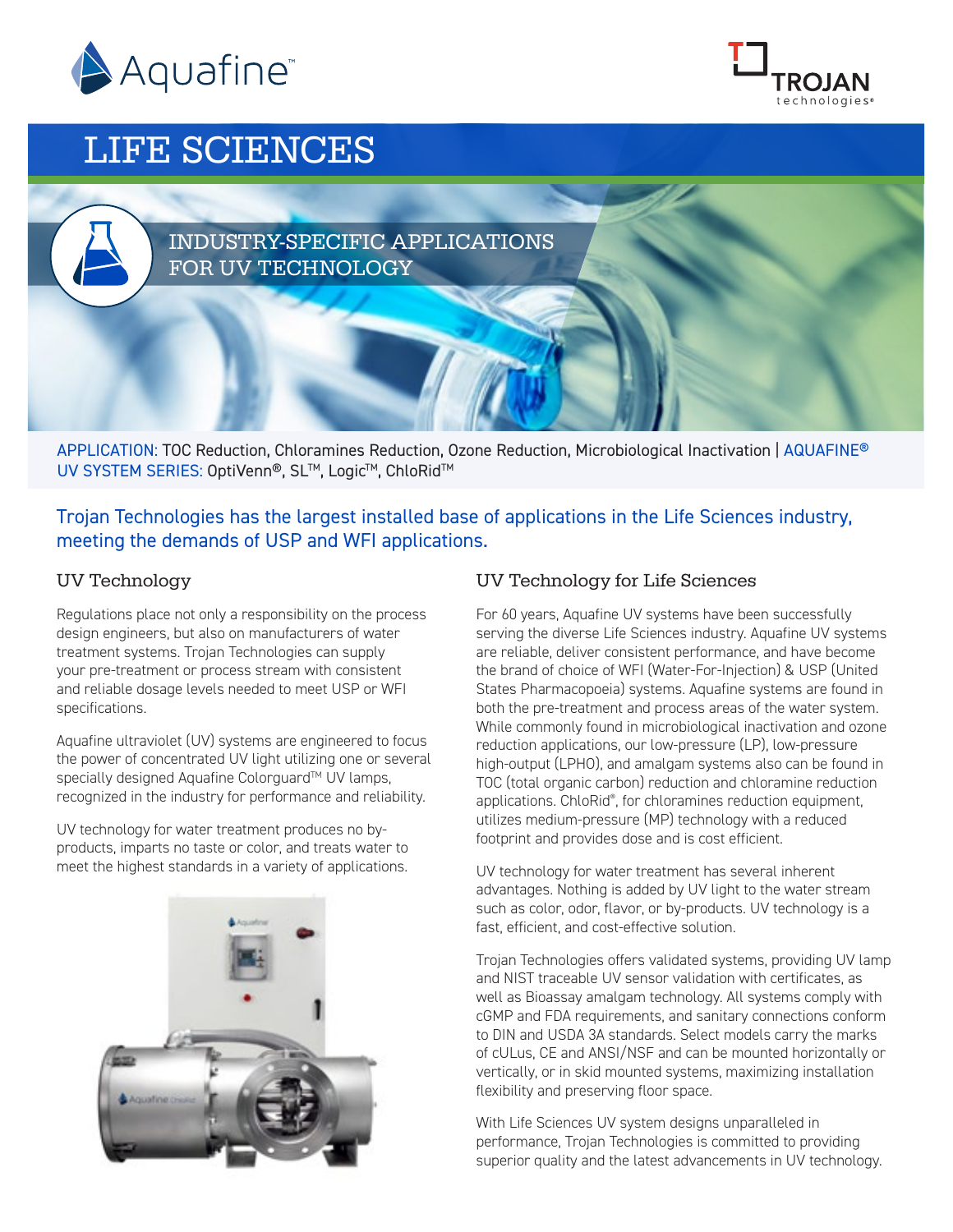Aquafine™

TROJAN technologies®

# LIFE SCIENCES

## INDUSTRY-SPECIFIC APPLICATIONS FOR UV TECHNOLOGY

APPLICATION: TOC Reduction, Chloramines Reduction, Ozone Reduction, Microbiological Inactivation | AQUAFINE® UV SYSTEM SERIES: OptiVenn®, SL™, Logic™, ChloRid™

**Trojan Technologies has the largest installed base of applications in the Life Sciences industry, meeting the demands of USP and WFI applications.**

### UV Technology

Regulations place not only a responsibility on the process design engineers, but also on manufacturers of water treatment systems. Trojan Technologies can supply your pre-treatment or process stream with consistent and reliable dosage levels needed to meet USP or WFI specifications.

Aquafine ultraviolet (UV) systems are engineered to focus the power of concentrated UV light utilizing one or several specially designed Aquafine Colorguard™ UV lamps, recognized in the industry for performance and reliability.

UV technology for water treatment produces no by-products, imparts no taste or color, and treats water to meet the highest standards in a variety of applications.

### UV Technology for Life Sciences

For 60 years, Aquafine UV systems have been successfully serving the diverse Life Sciences industry. Aquafine UV systems are reliable, deliver consistent performance, and have become the brand of choice of WFI (Water-For-Injection) & USP (United States Pharmacopoeia) systems. Aquafine systems are found in both the pre-treatment and process areas of the water system. While commonly found in microbiological inactivation and ozone reduction applications, our low-pressure (LP), low-pressure high-output (LPHO), and amalgam systems also can be found in TOC (total organic carbon) reduction and chloramine reduction applications. ChloRid®, for chloramines reduction equipment, utilizes medium-pressure (MP) technology with a reduced footprint and provides dose and is cost efficient.

UV technology for water treatment has several inherent advantages. Nothing is added by UV light to the water stream such as color, odor, flavor, or by-products. UV technology is a fast, efficient, and cost-effective solution.

Trojan Technologies offers validated systems, providing UV lamp and NIST traceable UV sensor validation with certificates, as well as Bioassay amalgam technology. All systems comply with cGMP and FDA requirements, and sanitary connections conform to DIN and USDA 3A standards. Select models carry the marks of cULus, CE and ANSI/NSF and can be mounted horizontally or vertically, or in skid mounted systems, maximizing installation flexibility and preserving floor space.

With Life Sciences UV system designs unparalleled in performance, Trojan Technologies is committed to providing superior quality and the latest advancements in UV technology.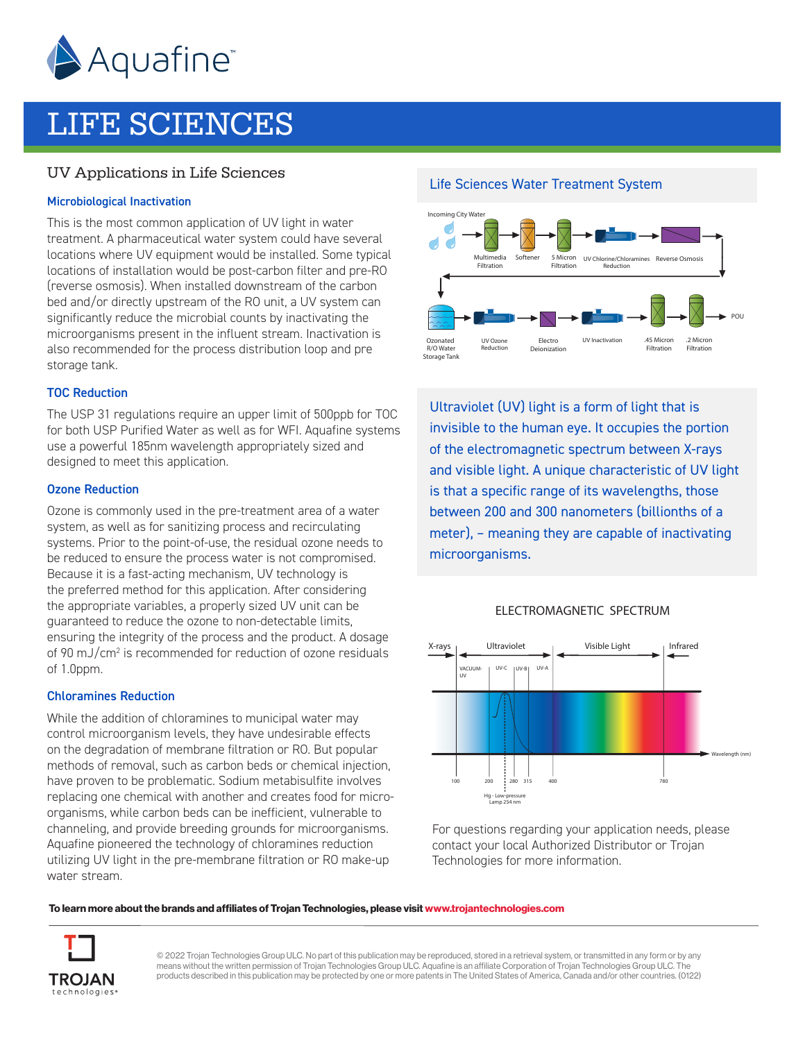# LIFE SCIENCES

## UV Applications in Life Sciences

### Microbiological Inactivation

This is the most common application of UV light in water treatment. A pharmaceutical water system could have several locations where UV equipment would be installed. Some typical locations of installation would be post-carbon filter and pre-RO (reverse osmosis). When installed downstream of the carbon bed and/or directly upstream of the RO unit, a UV system can significantly reduce the microbial counts by inactivating the microorganisms present in the influent stream. Inactivation is also recommended for the process distribution loop and pre storage tank.

### TOC Reduction

The USP 31 regulations require an upper limit of 500ppb for TOC for both USP Purified Water as well as for WFI. Aquafine systems use a powerful 185nm wavelength appropriately sized and designed to meet this application.

### Ozone Reduction

Ozone is commonly used in the pre-treatment area of a water system, as well as for sanitizing process and recirculating systems. Prior to the point-of-use, the residual ozone needs to be reduced to ensure the process water is not compromised. Because it is a fast-acting mechanism, UV technology is the preferred method for this application. After considering the appropriate variables, a properly sized UV unit can be guaranteed to reduce the ozone to non-detectable limits, ensuring the integrity of the process and the product. A dosage of 90 mJ/cm$^2$ is recommended for reduction of ozone residuals of 1.0ppm.

### Chloramines Reduction

While the addition of chloramines to municipal water may control microorganism levels, they have undesirable effects on the degradation of membrane filtration or RO. But popular methods of removal, such as carbon beds or chemical injection, have proven to be problematic. Sodium metabisulfite involves replacing one chemical with another and creates food for micro-organisms, while carbon beds can be inefficient, vulnerable to channeling, and provide breeding grounds for microorganisms. Aquafine pioneered the technology of chloramines reduction utilizing UV light in the pre-membrane filtration or RO make-up water stream.

## Life Sciences Water Treatment System

Incoming City Water

Multimedia Filtration
Softener
5 Micron Filtration
UV Chlorine/Chloramines Reduction
Reverse Osmosis

Ozonated R/O Water Storage Tank
UV Ozone Reduction
Electro Deionization
UV Inactivation
.45 Micron Filtration
.2 Micron Filtration
POU

Ultraviolet (UV) light is a form of light that is invisible to the human eye. It occupies the portion of the electromagnetic spectrum between X-rays and visible light. A unique characteristic of UV light is that a specific range of its wavelengths, those between 200 and 300 nanometers (billionths of a meter), – meaning they are capable of inactivating microorganisms.

ELECTROMAGNETIC SPECTRUM

X-rays
Ultraviolet
Visible Light
Infrared
VACUUM-UV
UV-C
UV-B
UV-A
Wavelength (nm)
100
200
280
315
400
780
Hg - Low-pressure Lamp 254 nm

For questions regarding your application needs, please contact your local Authorized Distributor or Trojan Technologies for more information.

**To learn more about the brands and affiliates of Trojan Technologies, please visit www.trojantechnologies.com**

© 2022 Trojan Technologies Group ULC. No part of this publication may be reproduced, stored in a retrieval system, or transmitted in any form or by any means without the written permission of Trojan Technologies Group ULC. Aquafine is an affiliate Corporation of Trojan Technologies Group ULC. The products described in this publication may be protected by one or more patents in The United States of America, Canada and/or other countries. (0122)